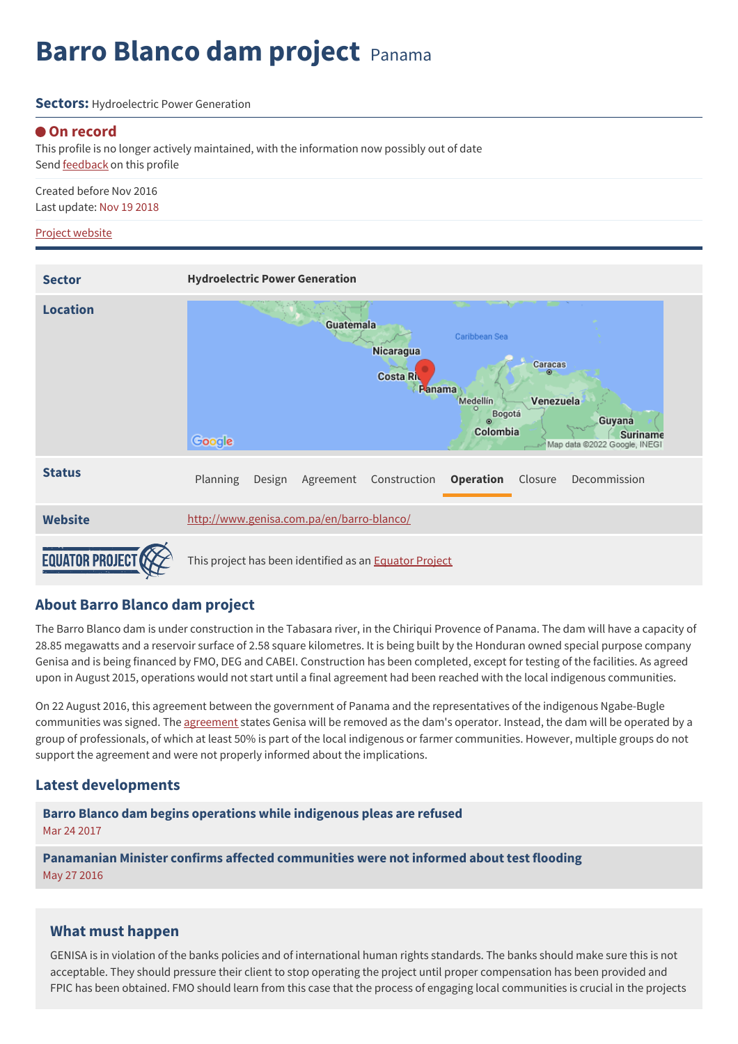# Barro Blanco dam project Panama

**Sectors:** Hydroelectric Power Generation

**On record**

This profile is no longer actively maintained, with the information now possibly out of date

Send feedback on this profile

Created before Nov 2016

Last update: Nov 19 2018

Project website

| | |
|---|---|
| **Sector** | **Hydroelectric Power Generation** |
| **Location** | Guatemala, Nicaragua, Costa Rica, Panama, Caribbean Sea, Caracas, Medellín, Bogotá, Venezuela, Colombia, Guyana, Suriname. Map data ©2022 Google, INEGI |
| **Status** | Planning, Design, Agreement, Construction, **Operation**, Closure, Decommission |
| **Website** | http://www.genisa.com.pa/en/barro-blanco/ |
| EQUATOR PROJECT | This project has been identified as an Equator Project |

## About Barro Blanco dam project

The Barro Blanco dam is under construction in the Tabasara river, in the Chiriqui Provence of Panama. The dam will have a capacity of 28.85 megawatts and a reservoir surface of 2.58 square kilometres. It is being built by the Honduran owned special purpose company Genisa and is being financed by FMO, DEG and CABEI. Construction has been completed, except for testing of the facilities. As agreed upon in August 2015, operations would not start until a final agreement had been reached with the local indigenous communities.

On 22 August 2016, this agreement between the government of Panama and the representatives of the indigenous Ngabe-Bugle communities was signed. The agreement states Genisa will be removed as the dam's operator. Instead, the dam will be operated by a group of professionals, of which at least 50% is part of the local indigenous or farmer communities. However, multiple groups do not support the agreement and were not properly informed about the implications.

## Latest developments

**Barro Blanco dam begins operations while indigenous pleas are refused**
Mar 24 2017

**Panamanian Minister confirms affected communities were not informed about test flooding**
May 27 2016

## What must happen

GENISA is in violation of the banks policies and of international human rights standards. The banks should make sure this is not acceptable. They should pressure their client to stop operating the project until proper compensation has been provided and FPIC has been obtained. FMO should learn from this case that the process of engaging local communities is crucial in the projects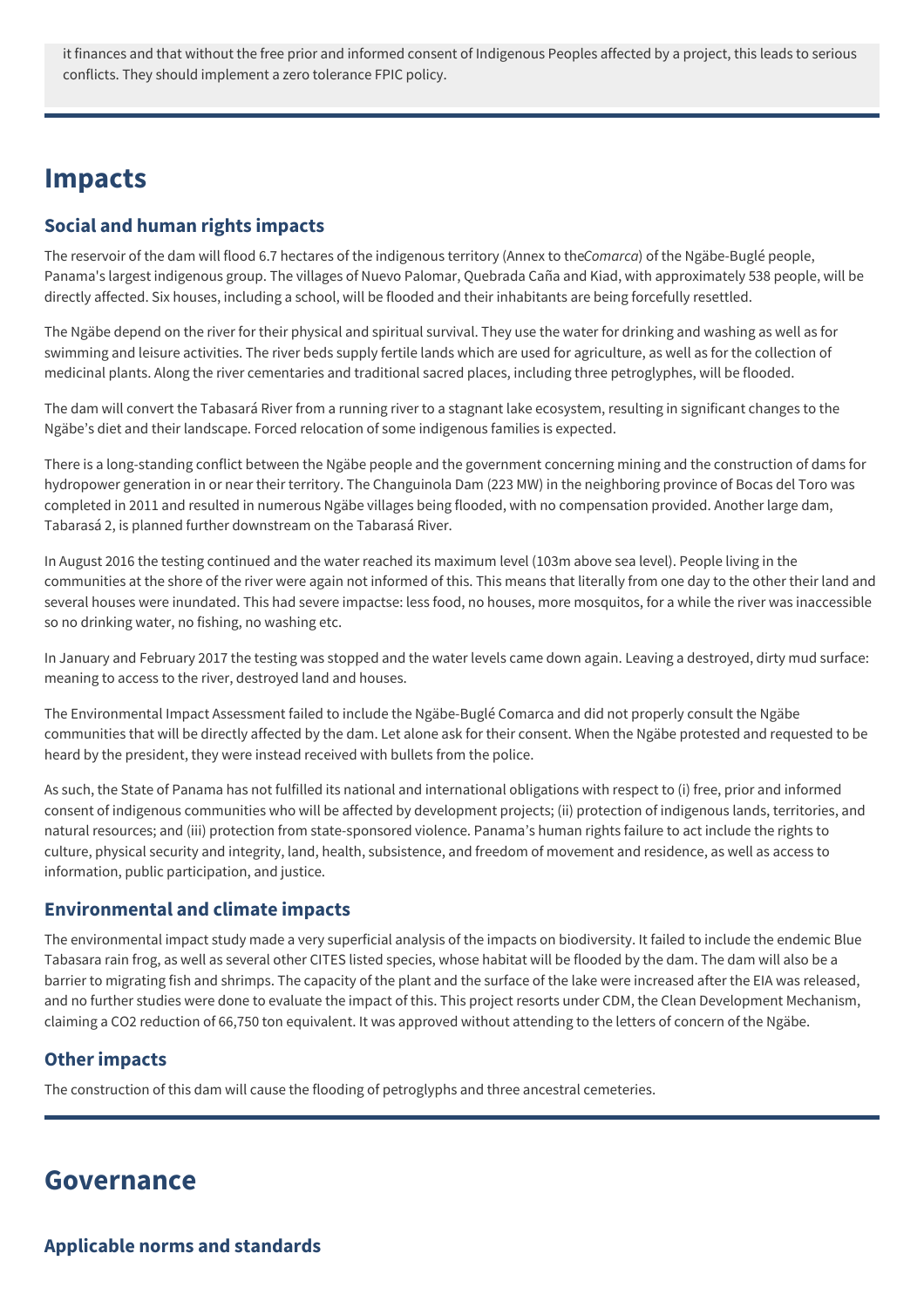it finances and that without the free prior and informed consent of Indigenous Peoples affected by a project, this leads to serious conflicts. They should implement a zero tolerance FPIC policy.

# Impacts

## Social and human rights impacts

The reservoir of the dam will flood 6.7 hectares of the indigenous territory (Annex to the*Comarca*) of the Ngäbe-Buglé people, Panama's largest indigenous group. The villages of Nuevo Palomar, Quebrada Caña and Kiad, with approximately 538 people, will be directly affected. Six houses, including a school, will be flooded and their inhabitants are being forcefully resettled.

The Ngäbe depend on the river for their physical and spiritual survival. They use the water for drinking and washing as well as for swimming and leisure activities. The river beds supply fertile lands which are used for agriculture, as well as for the collection of medicinal plants. Along the river cementaries and traditional sacred places, including three petroglyphes, will be flooded.

The dam will convert the Tabasará River from a running river to a stagnant lake ecosystem, resulting in significant changes to the Ngäbe's diet and their landscape. Forced relocation of some indigenous families is expected.

There is a long-standing conflict between the Ngäbe people and the government concerning mining and the construction of dams for hydropower generation in or near their territory. The Changuinola Dam (223 MW) in the neighboring province of Bocas del Toro was completed in 2011 and resulted in numerous Ngäbe villages being flooded, with no compensation provided. Another large dam, Tabarasá 2, is planned further downstream on the Tabarasá River.

In August 2016 the testing continued and the water reached its maximum level (103m above sea level). People living in the communities at the shore of the river were again not informed of this. This means that literally from one day to the other their land and several houses were inundated. This had severe impactse: less food, no houses, more mosquitos, for a while the river was inaccessible so no drinking water, no fishing, no washing etc.

In January and February 2017 the testing was stopped and the water levels came down again. Leaving a destroyed, dirty mud surface: meaning to access to the river, destroyed land and houses.

The Environmental Impact Assessment failed to include the Ngäbe-Buglé Comarca and did not properly consult the Ngäbe communities that will be directly affected by the dam. Let alone ask for their consent. When the Ngäbe protested and requested to be heard by the president, they were instead received with bullets from the police.

As such, the State of Panama has not fulfilled its national and international obligations with respect to (i) free, prior and informed consent of indigenous communities who will be affected by development projects; (ii) protection of indigenous lands, territories, and natural resources; and (iii) protection from state-sponsored violence. Panama's human rights failure to act include the rights to culture, physical security and integrity, land, health, subsistence, and freedom of movement and residence, as well as access to information, public participation, and justice.

## Environmental and climate impacts

The environmental impact study made a very superficial analysis of the impacts on biodiversity. It failed to include the endemic Blue Tabasara rain frog, as well as several other CITES listed species, whose habitat will be flooded by the dam. The dam will also be a barrier to migrating fish and shrimps. The capacity of the plant and the surface of the lake were increased after the EIA was released, and no further studies were done to evaluate the impact of this. This project resorts under CDM, the Clean Development Mechanism, claiming a CO2 reduction of 66,750 ton equivalent. It was approved without attending to the letters of concern of the Ngäbe.

## Other impacts

The construction of this dam will cause the flooding of petroglyphs and three ancestral cemeteries.

# Governance

## Applicable norms and standards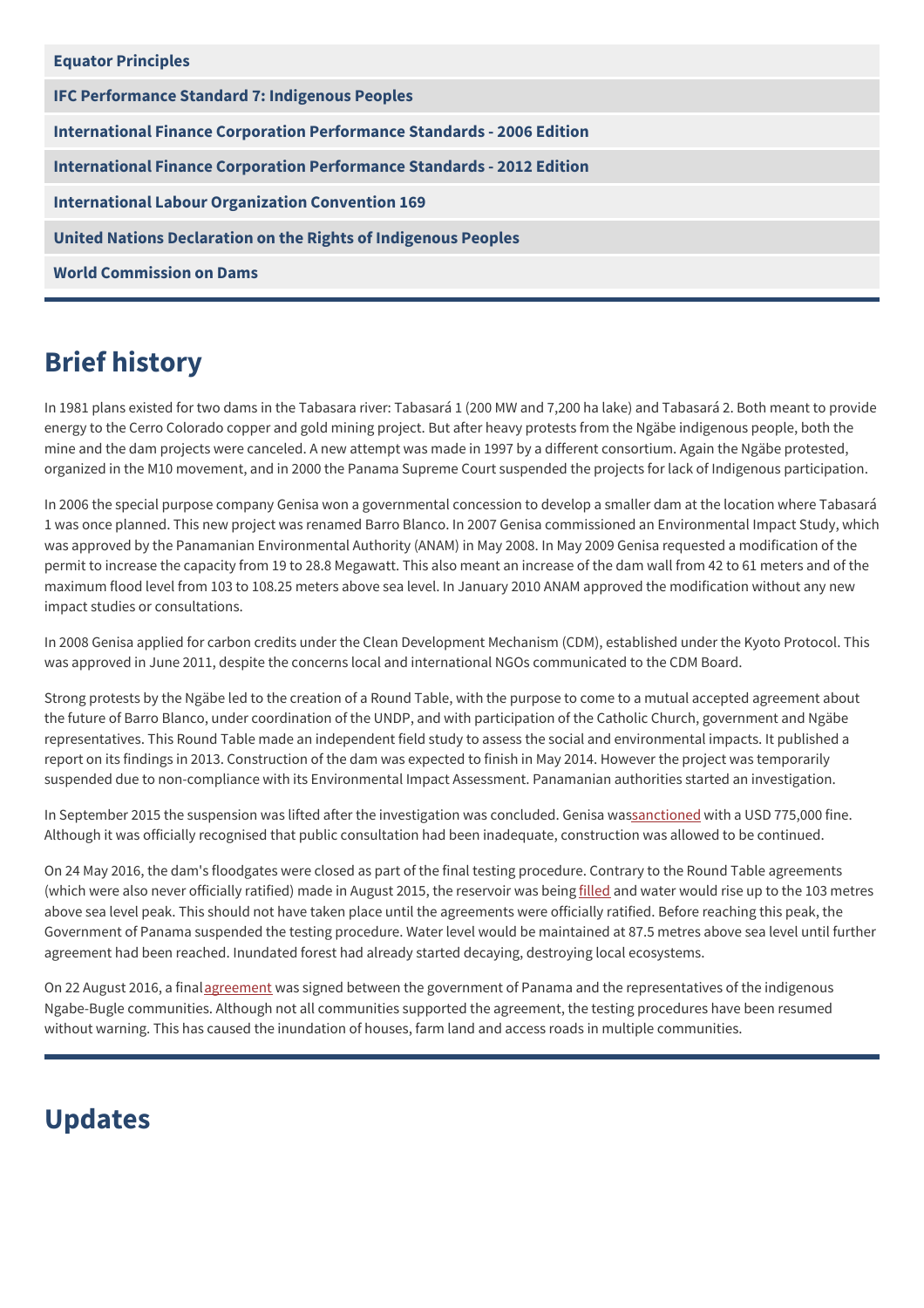**Equator Principles**

**IFC Performance Standard 7: Indigenous Peoples**

**International Finance Corporation Performance Standards - 2006 Edition**

**International Finance Corporation Performance Standards - 2012 Edition**

**International Labour Organization Convention 169**

**United Nations Declaration on the Rights of Indigenous Peoples**

**World Commission on Dams**

## Brief history

In 1981 plans existed for two dams in the Tabasara river: Tabasará 1 (200 MW and 7,200 ha lake) and Tabasará 2. Both meant to provide energy to the Cerro Colorado copper and gold mining project. But after heavy protests from the Ngäbe indigenous people, both the mine and the dam projects were canceled. A new attempt was made in 1997 by a different consortium. Again the Ngäbe protested, organized in the M10 movement, and in 2000 the Panama Supreme Court suspended the projects for lack of Indigenous participation.

In 2006 the special purpose company Genisa won a governmental concession to develop a smaller dam at the location where Tabasará 1 was once planned. This new project was renamed Barro Blanco. In 2007 Genisa commissioned an Environmental Impact Study, which was approved by the Panamanian Environmental Authority (ANAM) in May 2008. In May 2009 Genisa requested a modification of the permit to increase the capacity from 19 to 28.8 Megawatt. This also meant an increase of the dam wall from 42 to 61 meters and of the maximum flood level from 103 to 108.25 meters above sea level. In January 2010 ANAM approved the modification without any new impact studies or consultations.

In 2008 Genisa applied for carbon credits under the Clean Development Mechanism (CDM), established under the Kyoto Protocol. This was approved in June 2011, despite the concerns local and international NGOs communicated to the CDM Board.

Strong protests by the Ngäbe led to the creation of a Round Table, with the purpose to come to a mutual accepted agreement about the future of Barro Blanco, under coordination of the UNDP, and with participation of the Catholic Church, government and Ngäbe representatives. This Round Table made an independent field study to assess the social and environmental impacts. It published a report on its findings in 2013. Construction of the dam was expected to finish in May 2014. However the project was temporarily suspended due to non-compliance with its Environmental Impact Assessment. Panamanian authorities started an investigation.

In September 2015 the suspension was lifted after the investigation was concluded. Genisa was sanctioned with a USD 775,000 fine. Although it was officially recognised that public consultation had been inadequate, construction was allowed to be continued.

On 24 May 2016, the dam's floodgates were closed as part of the final testing procedure. Contrary to the Round Table agreements (which were also never officially ratified) made in August 2015, the reservoir was being filled and water would rise up to the 103 metres above sea level peak. This should not have taken place until the agreements were officially ratified. Before reaching this peak, the Government of Panama suspended the testing procedure. Water level would be maintained at 87.5 metres above sea level until further agreement had been reached. Inundated forest had already started decaying, destroying local ecosystems.

On 22 August 2016, a final agreement was signed between the government of Panama and the representatives of the indigenous Ngabe-Bugle communities. Although not all communities supported the agreement, the testing procedures have been resumed without warning. This has caused the inundation of houses, farm land and access roads in multiple communities.

## Updates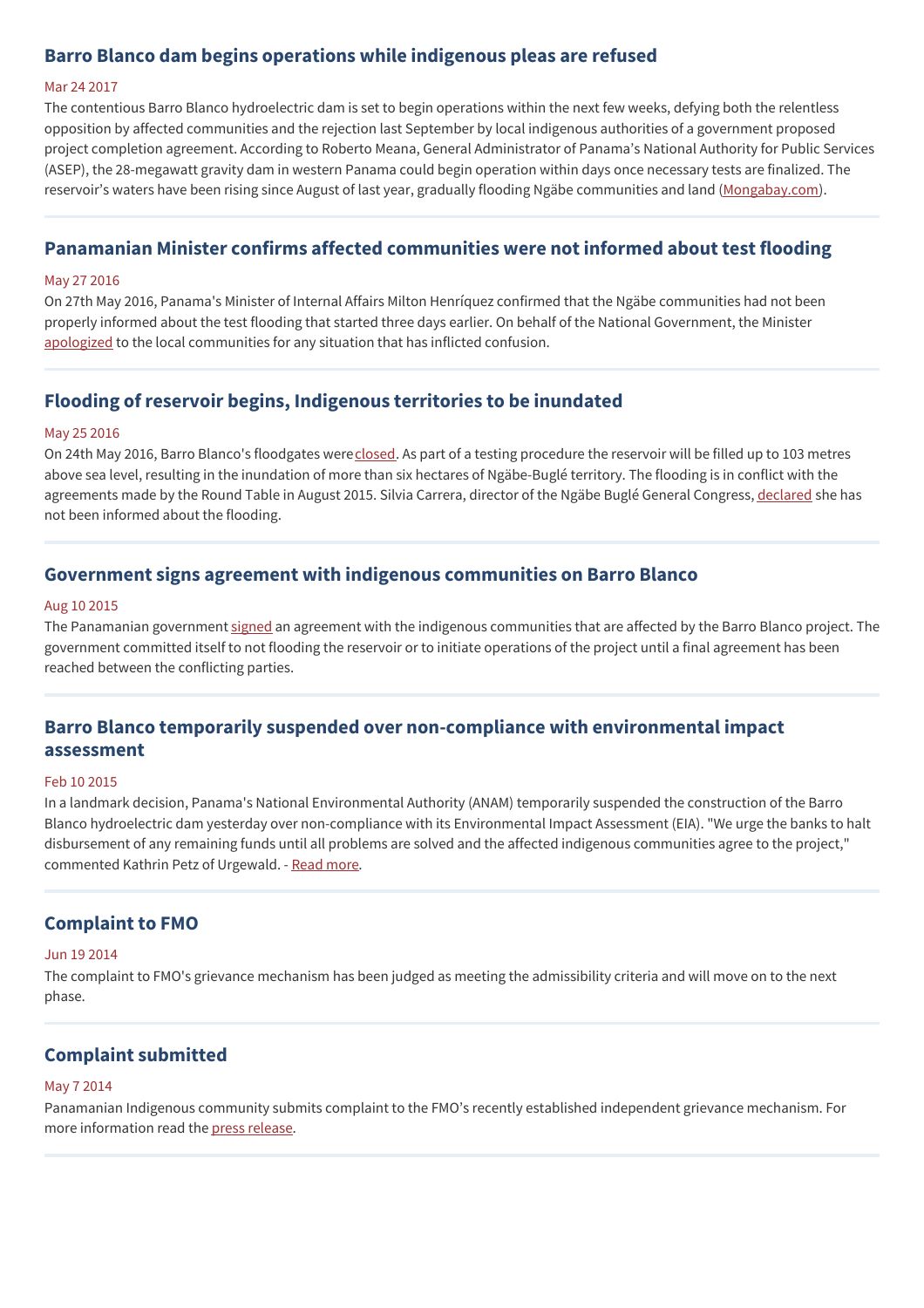## Barro Blanco dam begins operations while indigenous pleas are refused

Mar 24 2017

The contentious Barro Blanco hydroelectric dam is set to begin operations within the next few weeks, defying both the relentless opposition by affected communities and the rejection last September by local indigenous authorities of a government proposed project completion agreement. According to Roberto Meana, General Administrator of Panama's National Authority for Public Services (ASEP), the 28-megawatt gravity dam in western Panama could begin operation within days once necessary tests are finalized. The reservoir's waters have been rising since August of last year, gradually flooding Ngäbe communities and land (Mongabay.com).

## Panamanian Minister confirms affected communities were not informed about test flooding

May 27 2016

On 27th May 2016, Panama's Minister of Internal Affairs Milton Henríquez confirmed that the Ngäbe communities had not been properly informed about the test flooding that started three days earlier. On behalf of the National Government, the Minister apologized to the local communities for any situation that has inflicted confusion.

## Flooding of reservoir begins, Indigenous territories to be inundated

May 25 2016

On 24th May 2016, Barro Blanco's floodgates were closed. As part of a testing procedure the reservoir will be filled up to 103 metres above sea level, resulting in the inundation of more than six hectares of Ngäbe-Buglé territory. The flooding is in conflict with the agreements made by the Round Table in August 2015. Silvia Carrera, director of the Ngäbe Buglé General Congress, declared she has not been informed about the flooding.

## Government signs agreement with indigenous communities on Barro Blanco

Aug 10 2015

The Panamanian government signed an agreement with the indigenous communities that are affected by the Barro Blanco project. The government committed itself to not flooding the reservoir or to initiate operations of the project until a final agreement has been reached between the conflicting parties.

## Barro Blanco temporarily suspended over non-compliance with environmental impact assessment

Feb 10 2015

In a landmark decision, Panama's National Environmental Authority (ANAM) temporarily suspended the construction of the Barro Blanco hydroelectric dam yesterday over non-compliance with its Environmental Impact Assessment (EIA). "We urge the banks to halt disbursement of any remaining funds until all problems are solved and the affected indigenous communities agree to the project," commented Kathrin Petz of Urgewald. - Read more.

## Complaint to FMO

Jun 19 2014

The complaint to FMO's grievance mechanism has been judged as meeting the admissibility criteria and will move on to the next phase.

## Complaint submitted

May 7 2014

Panamanian Indigenous community submits complaint to the FMO's recently established independent grievance mechanism. For more information read the press release.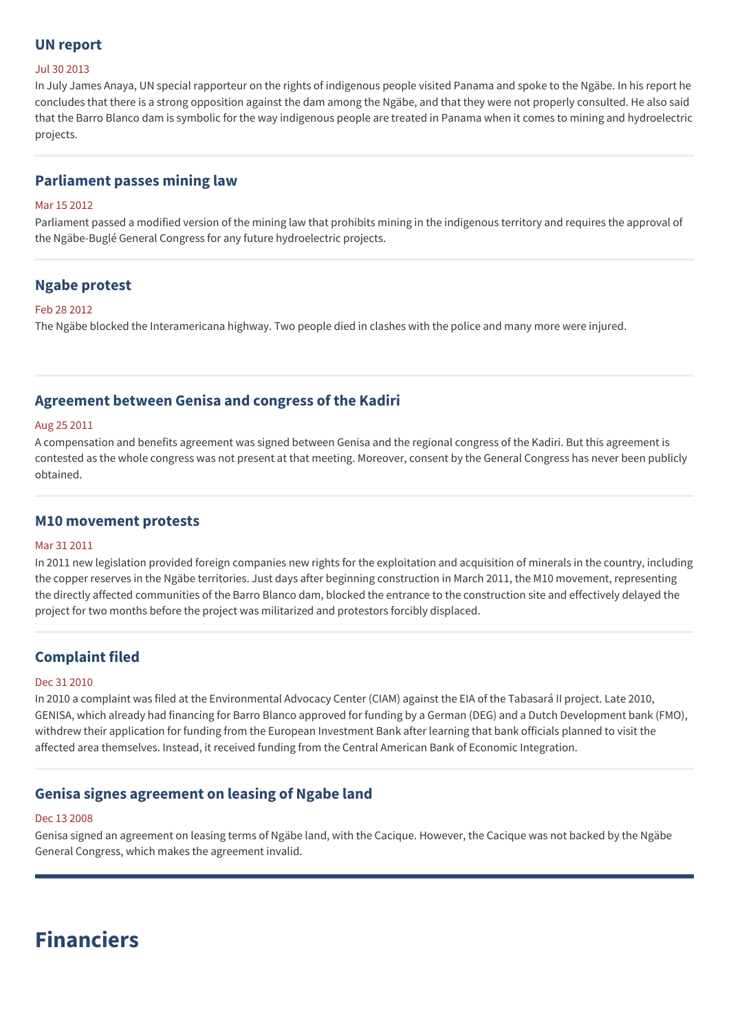### UN report

Jul 30 2013

In July James Anaya, UN special rapporteur on the rights of indigenous people visited Panama and spoke to the Ngäbe. In his report he concludes that there is a strong opposition against the dam among the Ngäbe, and that they were not properly consulted. He also said that the Barro Blanco dam is symbolic for the way indigenous people are treated in Panama when it comes to mining and hydroelectric projects.

---

### Parliament passes mining law

Mar 15 2012

Parliament passed a modified version of the mining law that prohibits mining in the indigenous territory and requires the approval of the Ngäbe-Buglé General Congress for any future hydroelectric projects.

---

### Ngabe protest

Feb 28 2012

The Ngäbe blocked the Interamericana highway. Two people died in clashes with the police and many more were injured.

---

### Agreement between Genisa and congress of the Kadiri

Aug 25 2011

A compensation and benefits agreement was signed between Genisa and the regional congress of the Kadiri. But this agreement is contested as the whole congress was not present at that meeting. Moreover, consent by the General Congress has never been publicly obtained.

---

### M10 movement protests

Mar 31 2011

In 2011 new legislation provided foreign companies new rights for the exploitation and acquisition of minerals in the country, including the copper reserves in the Ngäbe territories. Just days after beginning construction in March 2011, the M10 movement, representing the directly affected communities of the Barro Blanco dam, blocked the entrance to the construction site and effectively delayed the project for two months before the project was militarized and protestors forcibly displaced.

---

### Complaint filed

Dec 31 2010

In 2010 a complaint was filed at the Environmental Advocacy Center (CIAM) against the EIA of the Tabasará II project. Late 2010, GENISA, which already had financing for Barro Blanco approved for funding by a German (DEG) and a Dutch Development bank (FMO), withdrew their application for funding from the European Investment Bank after learning that bank officials planned to visit the affected area themselves. Instead, it received funding from the Central American Bank of Economic Integration.

---

### Genisa signes agreement on leasing of Ngabe land

Dec 13 2008

Genisa signed an agreement on leasing terms of Ngäbe land, with the Cacique. However, the Cacique was not backed by the Ngäbe General Congress, which makes the agreement invalid.

---

## Financiers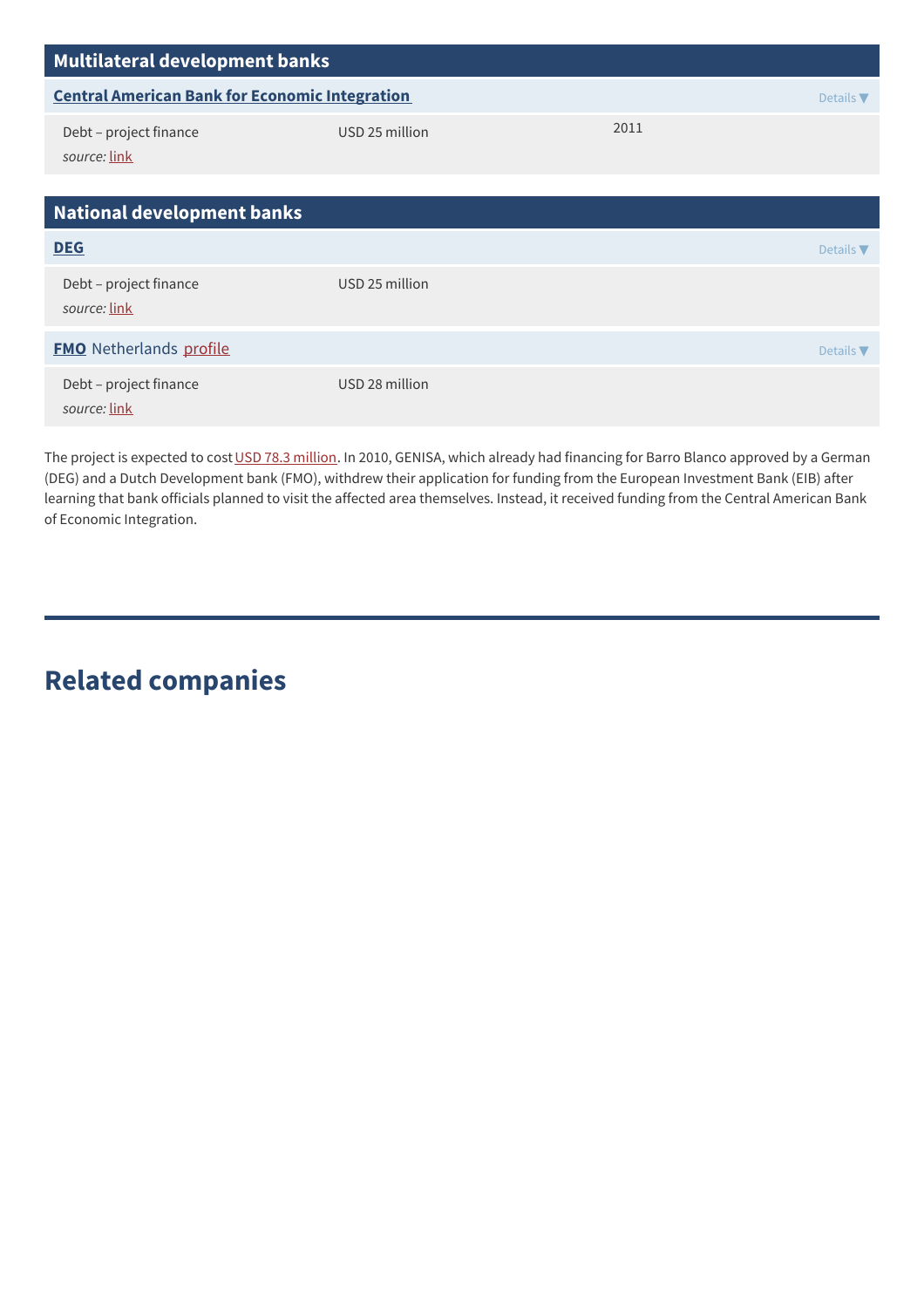## Multilateral development banks

**Central American Bank for Economic Integration** Details ▼

| | | |
|---|---|---|
| Debt – project finance *source:* link | USD 25 million | 2011 |

## National development banks

**DEG** Details ▼

| | |
|---|---|
| Debt – project finance *source:* link | USD 25 million |

**FMO** Netherlands profile Details ▼

| | |
|---|---|
| Debt – project finance *source:* link | USD 28 million |

The project is expected to cost USD 78.3 million. In 2010, GENISA, which already had financing for Barro Blanco approved by a German (DEG) and a Dutch Development bank (FMO), withdrew their application for funding from the European Investment Bank (EIB) after learning that bank officials planned to visit the affected area themselves. Instead, it received funding from the Central American Bank of Economic Integration.

## Related companies